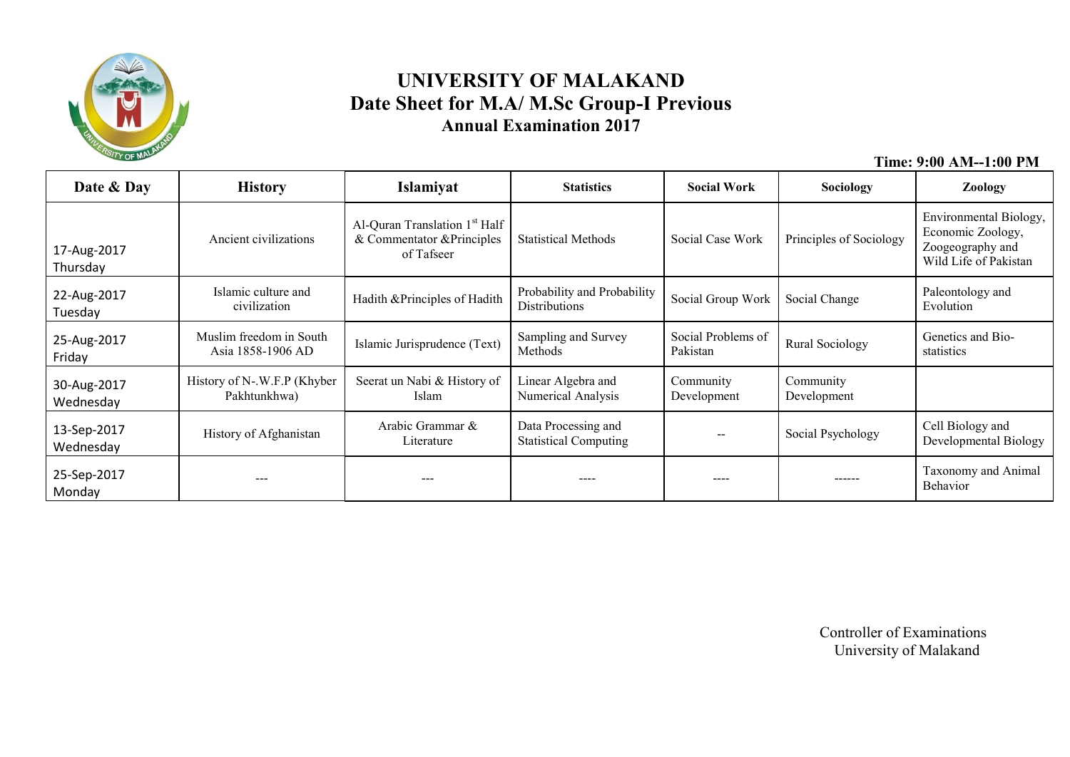# UNIVERSITY OF MALAKAND
## Date Sheet for M.A/ M.Sc Group-I Previous
### Annual Examination 2017

**Time: 9:00 AM--1:00 PM**

| Date & Day | History | Islamiyat | Statistics | Social Work | Sociology | Zoology |
|---|---|---|---|---|---|---|
| 17-Aug-2017 Thursday | Ancient civilizations | Al-Quran Translation 1st Half & Commentator &Principles of Tafseer | Statistical Methods | Social Case Work | Principles of Sociology | Environmental Biology, Economic Zoology, Zoogeography and Wild Life of Pakistan |
| 22-Aug-2017 Tuesday | Islamic culture and civilization | Hadith &Principles of Hadith | Probability and Probability Distributions | Social Group Work | Social Change | Paleontology and Evolution |
| 25-Aug-2017 Friday | Muslim freedom in South Asia 1858-1906 AD | Islamic Jurisprudence (Text) | Sampling and Survey Methods | Social Problems of Pakistan | Rural Sociology | Genetics and Bio-statistics |
| 30-Aug-2017 Wednesday | History of N-.W.F.P (Khyber Pakhtunkhwa) | Seerat un Nabi & History of Islam | Linear Algebra and Numerical Analysis | Community Development | Community Development | |
| 13-Sep-2017 Wednesday | History of Afghanistan | Arabic Grammar & Literature | Data Processing and Statistical Computing | -- | Social Psychology | Cell Biology and Developmental Biology |
| 25-Sep-2017 Monday | --- | --- | ---- | ---- | ------ | Taxonomy and Animal Behavior |

Controller of Examinations
University of Malakand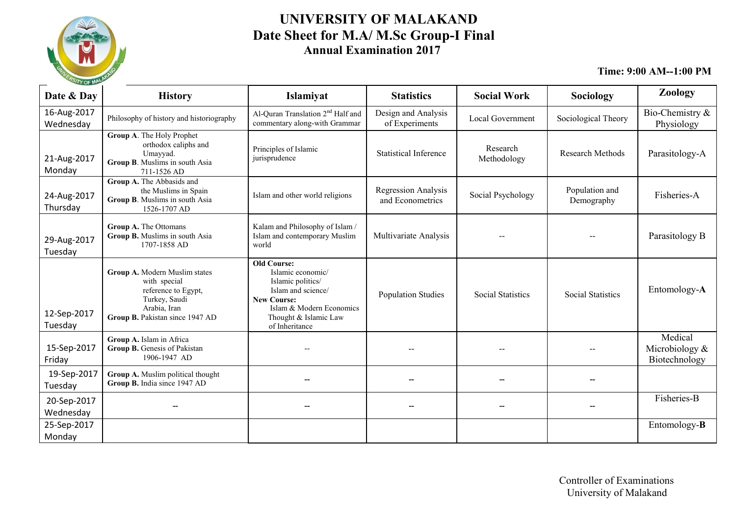# UNIVERSITY OF MALAKAND

## Date Sheet for M.A/ M.Sc Group-I Final

### Annual Examination 2017

**Time: 9:00 AM--1:00 PM**

| Date & Day | History | Islamiyat | Statistics | Social Work | Sociology | Zoology |
|---|---|---|---|---|---|---|
| 16-Aug-2017 Wednesday | Philosophy of history and historiography | Al-Quran Translation 2nd Half and commentary along-with Grammar | Design and Analysis of Experiments | Local Government | Sociological Theory | Bio-Chemistry & Physiology |
| 21-Aug-2017 Monday | **Group A**. The Holy Prophet orthodox caliphs and Umayyad. **Group B**. Muslims in south Asia 711-1526 AD | Principles of Islamic jurisprudence | Statistical Inference | Research Methodology | Research Methods | Parasitology-A |
| 24-Aug-2017 Thursday | **Group A.** The Abbasids and the Muslims in Spain **Group B**. Muslims in south Asia 1526-1707 AD | Islam and other world religions | Regression Analysis and Econometrics | Social Psychology | Population and Demography | Fisheries-A |
| 29-Aug-2017 Tuesday | **Group A.** The Ottomans **Group B.** Muslims in south Asia 1707-1858 AD | Kalam and Philosophy of Islam / Islam and contemporary Muslim world | Multivariate Analysis | -- | -- | Parasitology B |
| 12-Sep-2017 Tuesday | **Group A.** Modern Muslim states with special reference to Egypt, Turkey, Saudi Arabia, Iran **Group B.** Pakistan since 1947 AD | **Old Course:** Islamic economic/ Islamic politics/ Islam and science/ **New Course:** Islam & Modern Economics Thought & Islamic Law of Inheritance | Population Studies | Social Statistics | Social Statistics | Entomology-**A** |
| 15-Sep-2017 Friday | **Group A.** Islam in Africa **Group B.** Genesis of Pakistan 1906-1947 AD | -- | -- | -- | -- | Medical Microbiology & Biotechnology |
| 19-Sep-2017 Tuesday | **Group A.** Muslim political thought **Group B.** India since 1947 AD | -- | -- | -- | -- | |
| 20-Sep-2017 Wednesday | -- | -- | -- | -- | -- | Fisheries-B |
| 25-Sep-2017 Monday | | | | | | Entomology-**B** |

Controller of Examinations
University of Malakand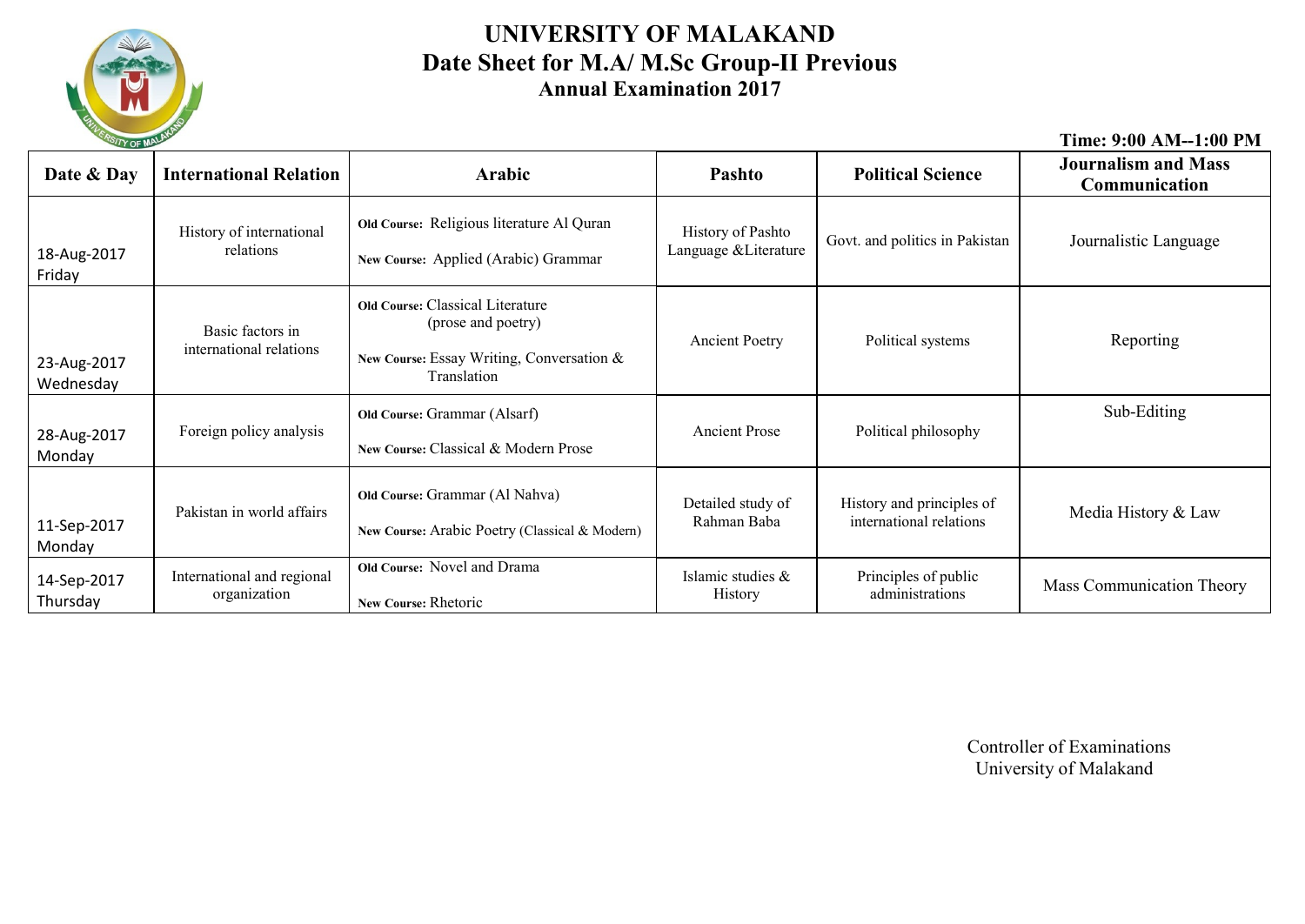# UNIVERSITY OF MALAKAND
## Date Sheet for M.A/ M.Sc Group-II Previous
### Annual Examination 2017

**Time: 9:00 AM--1:00 PM**

| Date & Day | International Relation | Arabic | Pashto | Political Science | Journalism and Mass Communication |
|---|---|---|---|---|---|
| 18-Aug-2017 Friday | History of international relations | **Old Course:** Religious literature Al Quran<br>**New Course:** Applied (Arabic) Grammar | History of Pashto Language &Literature | Govt. and politics in Pakistan | Journalistic Language |
| 23-Aug-2017 Wednesday | Basic factors in international relations | **Old Course:** Classical Literature (prose and poetry)<br>**New Course:** Essay Writing, Conversation & Translation | Ancient Poetry | Political systems | Reporting |
| 28-Aug-2017 Monday | Foreign policy analysis | **Old Course:** Grammar (Alsarf)<br>**New Course:** Classical & Modern Prose | Ancient Prose | Political philosophy | Sub-Editing |
| 11-Sep-2017 Monday | Pakistan in world affairs | **Old Course:** Grammar (Al Nahva)<br>**New Course:** Arabic Poetry (Classical & Modern) | Detailed study of Rahman Baba | History and principles of international relations | Media History & Law |
| 14-Sep-2017 Thursday | International and regional organization | **Old Course:** Novel and Drama<br>**New Course:** Rhetoric | Islamic studies & History | Principles of public administrations | Mass Communication Theory |

Controller of Examinations
University of Malakand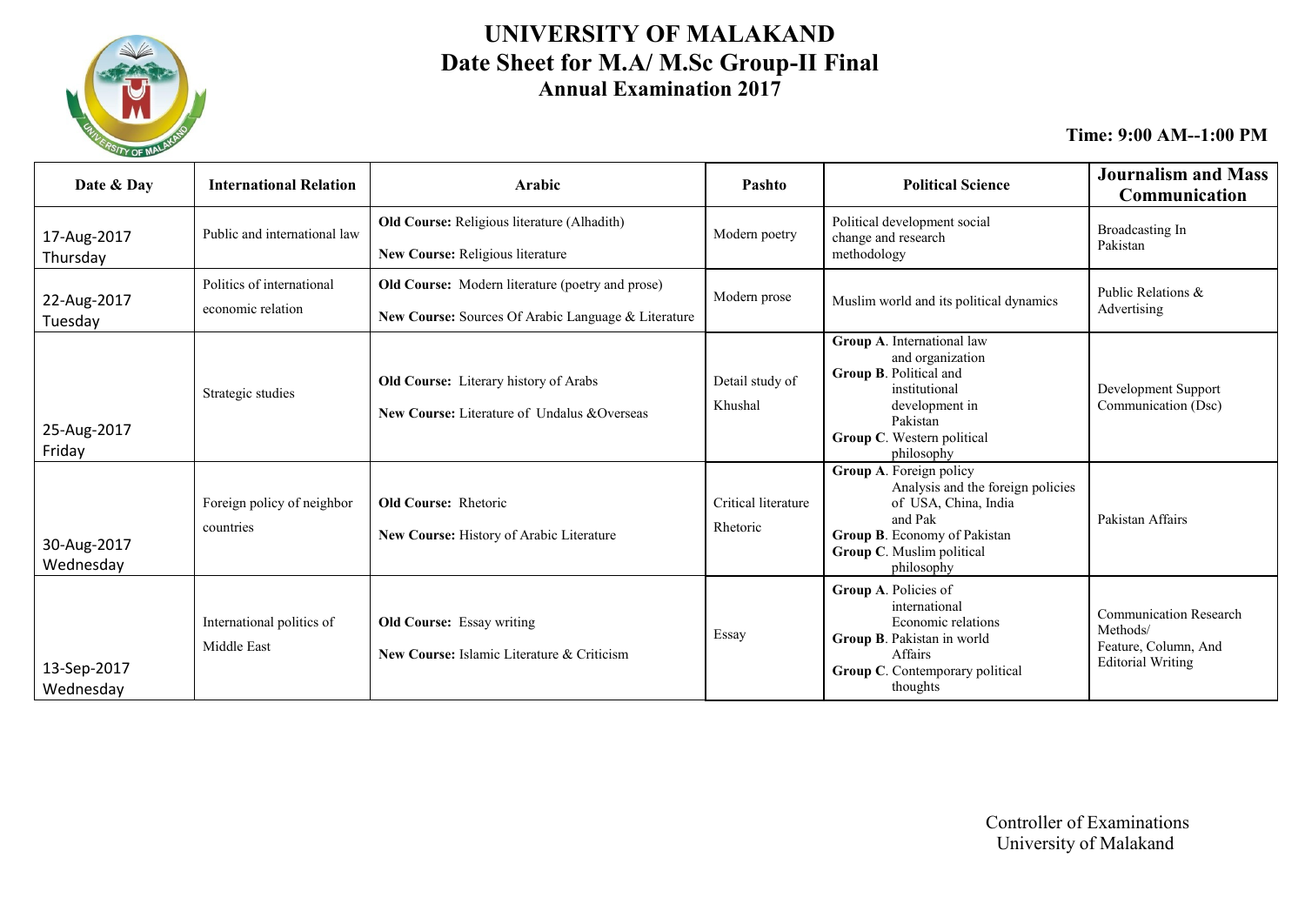# UNIVERSITY OF MALAKAND

## Date Sheet for M.A/ M.Sc Group-II Final

### Annual Examination 2017

**Time: 9:00 AM--1:00 PM**

| Date & Day | International Relation | Arabic | Pashto | Political Science | Journalism and Mass Communication |
|---|---|---|---|---|---|
| 17-Aug-2017 Thursday | Public and international law | **Old Course:** Religious literature (Alhadith) **New Course:** Religious literature | Modern poetry | Political development social change and research methodology | Broadcasting In Pakistan |
| 22-Aug-2017 Tuesday | Politics of international economic relation | **Old Course:** Modern literature (poetry and prose) **New Course:** Sources Of Arabic Language & Literature | Modern prose | Muslim world and its political dynamics | Public Relations & Advertising |
| 25-Aug-2017 Friday | Strategic studies | **Old Course:** Literary history of Arabs **New Course:** Literature of Undalus &Overseas | Detail study of Khushal | **Group A**. International law and organization **Group B**. Political and institutional development in Pakistan **Group C**. Western political philosophy | Development Support Communication (Dsc) |
| 30-Aug-2017 Wednesday | Foreign policy of neighbor countries | **Old Course:** Rhetoric **New Course:** History of Arabic Literature | Critical literature Rhetoric | **Group A**. Foreign policy Analysis and the foreign policies of USA, China, India and Pak **Group B**. Economy of Pakistan **Group C**. Muslim political philosophy | Pakistan Affairs |
| 13-Sep-2017 Wednesday | International politics of Middle East | **Old Course:** Essay writing **New Course:** Islamic Literature & Criticism | Essay | **Group A**. Policies of international Economic relations **Group B**. Pakistan in world Affairs **Group C**. Contemporary political thoughts | Communication Research Methods/ Feature, Column, And Editorial Writing |

Controller of Examinations
University of Malakand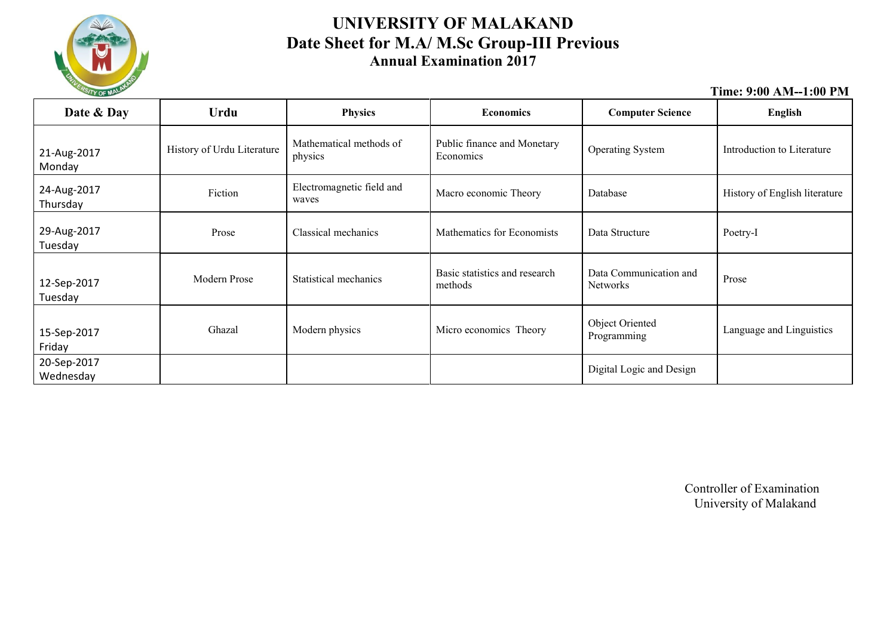# UNIVERSITY OF MALAKAND
## Date Sheet for M.A/ M.Sc Group-III Previous
### Annual Examination 2017

**Time: 9:00 AM--1:00 PM**

| Date & Day | Urdu | Physics | Economics | Computer Science | English |
|---|---|---|---|---|---|
| 21-Aug-2017 Monday | History of Urdu Literature | Mathematical methods of physics | Public finance and Monetary Economics | Operating System | Introduction to Literature |
| 24-Aug-2017 Thursday | Fiction | Electromagnetic field and waves | Macro economic Theory | Database | History of English literature |
| 29-Aug-2017 Tuesday | Prose | Classical mechanics | Mathematics for Economists | Data Structure | Poetry-I |
| 12-Sep-2017 Tuesday | Modern Prose | Statistical mechanics | Basic statistics and research methods | Data Communication and Networks | Prose |
| 15-Sep-2017 Friday | Ghazal | Modern physics | Micro economics Theory | Object Oriented Programming | Language and Linguistics |
| 20-Sep-2017 Wednesday | | | | Digital Logic and Design | |

Controller of Examination
University of Malakand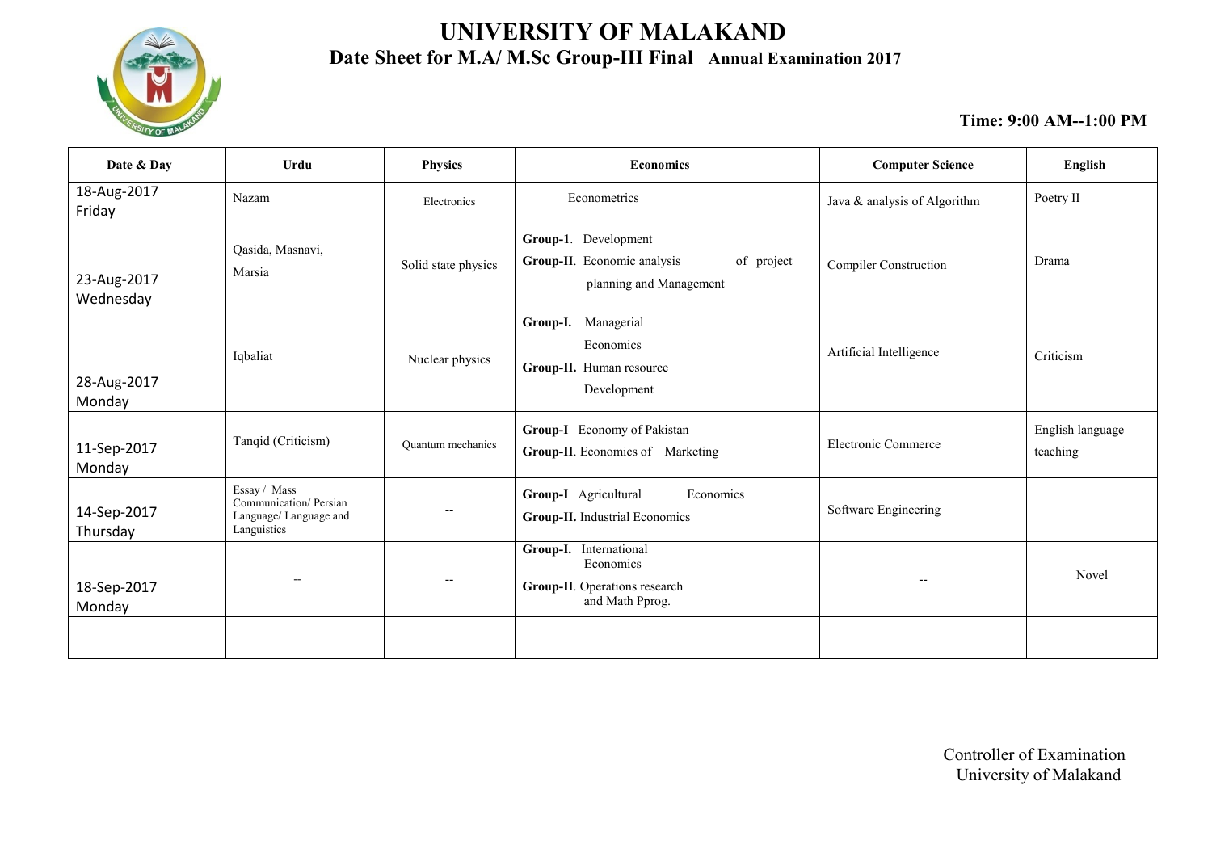# UNIVERSITY OF MALAKAND

## Date Sheet for M.A/ M.Sc Group-III Final Annual Examination 2017

**Time: 9:00 AM--1:00 PM**

| Date & Day | Urdu | Physics | Economics | Computer Science | English |
|---|---|---|---|---|---|
| 18-Aug-2017 Friday | Nazam | Electronics | Econometrics | Java & analysis of Algorithm | Poetry II |
| 23-Aug-2017 Wednesday | Qasida, Masnavi, Marsia | Solid state physics | **Group-1**. Development **Group-II**. Economic analysis of project planning and Management | Compiler Construction | Drama |
| 28-Aug-2017 Monday | Iqbaliat | Nuclear physics | **Group-I.** Managerial Economics **Group-II.** Human resource Development | Artificial Intelligence | Criticism |
| 11-Sep-2017 Monday | Tanqid (Criticism) | Quantum mechanics | **Group-I** Economy of Pakistan **Group-II**. Economics of Marketing | Electronic Commerce | English language teaching |
| 14-Sep-2017 Thursday | Essay / Mass Communication/ Persian Language/ Language and Languistics | -- | **Group-I** Agricultural Economics **Group-II.** Industrial Economics | Software Engineering | |
| 18-Sep-2017 Monday | -- | -- | **Group-I.** International Economics **Group-II**. Operations research and Math Pprog. | -- | Novel |
| | | | | | |

Controller of Examination
University of Malakand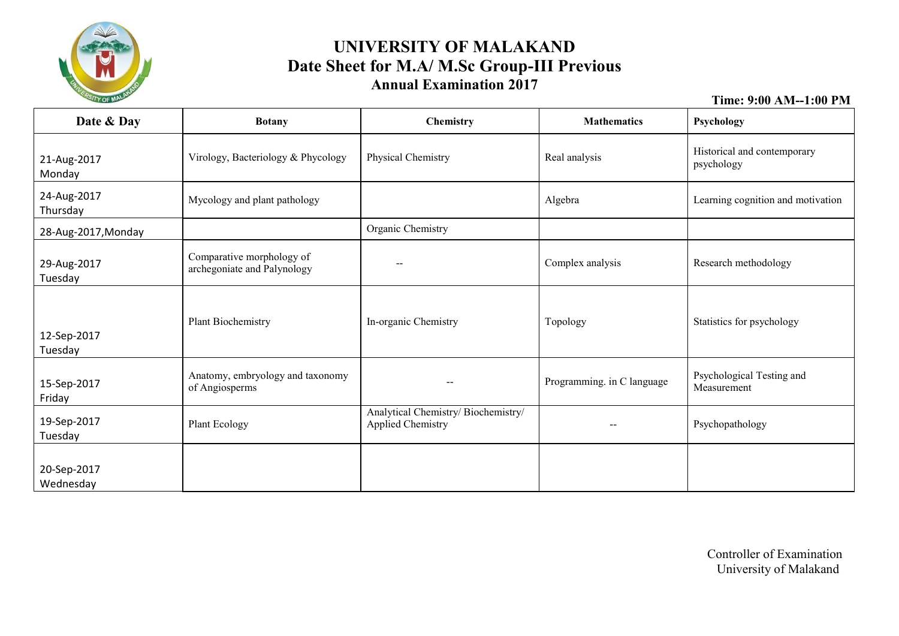# UNIVERSITY OF MALAKAND
## Date Sheet for M.A/ M.Sc Group-III Previous
### Annual Examination 2017

**Time: 9:00 AM--1:00 PM**

| Date & Day | Botany | Chemistry | Mathematics | Psychology |
|---|---|---|---|---|
| 21-Aug-2017 Monday | Virology, Bacteriology & Phycology | Physical Chemistry | Real analysis | Historical and contemporary psychology |
| 24-Aug-2017 Thursday | Mycology and plant pathology | | Algebra | Learning cognition and motivation |
| 28-Aug-2017,Monday | | Organic Chemistry | | |
| 29-Aug-2017 Tuesday | Comparative morphology of archegoniate and Palynology | -- | Complex analysis | Research methodology |
| 12-Sep-2017 Tuesday | Plant Biochemistry | In-organic Chemistry | Topology | Statistics for psychology |
| 15-Sep-2017 Friday | Anatomy, embryology and taxonomy of Angiosperms | -- | Programming. in C language | Psychological Testing and Measurement |
| 19-Sep-2017 Tuesday | Plant Ecology | Analytical Chemistry/ Biochemistry/ Applied Chemistry | -- | Psychopathology |
| 20-Sep-2017 Wednesday | | | | |

Controller of Examination
University of Malakand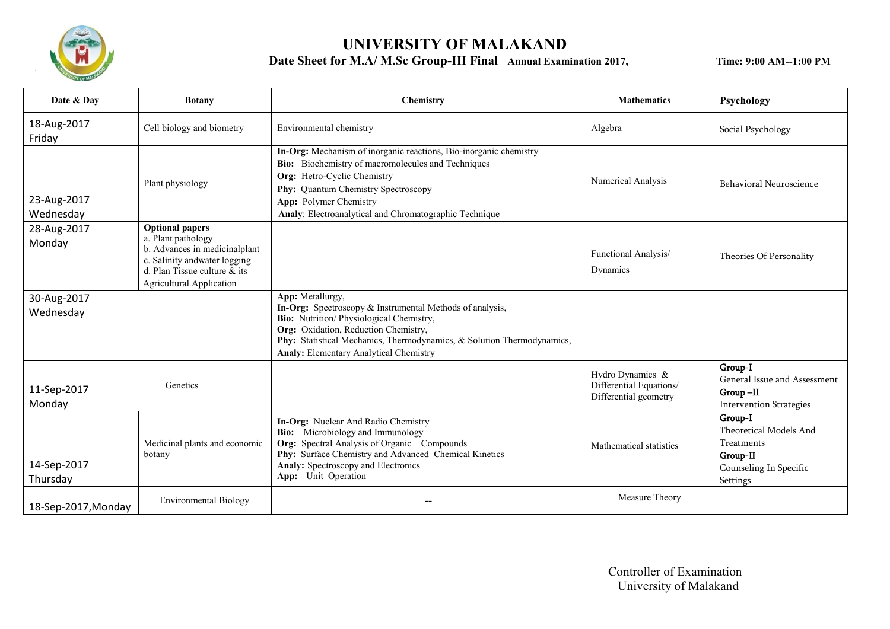# UNIVERSITY OF MALAKAND

## Date Sheet for M.A/ M.Sc Group-III Final Annual Examination 2017, Time: 9:00 AM--1:00 PM

| Date & Day | Botany | Chemistry | Mathematics | Psychology |
|---|---|---|---|---|
| 18-Aug-2017 Friday | Cell biology and biometry | Environmental chemistry | Algebra | Social Psychology |
| 23-Aug-2017 Wednesday | Plant physiology | **In-Org:** Mechanism of inorganic reactions, Bio-inorganic chemistry<br>**Bio:** Biochemistry of macromolecules and Techniques<br>**Org:** Hetro-Cyclic Chemistry<br>**Phy:** Quantum Chemistry Spectroscopy<br>**App:** Polymer Chemistry<br>**Analy**: Electroanalytical and Chromatographic Technique | Numerical Analysis | Behavioral Neuroscience |
| 28-Aug-2017 Monday | **Optional papers**<br>a. Plant pathology<br>b. Advances in medicinalplant<br>c. Salinity andwater logging<br>d. Plan Tissue culture & its Agricultural Application | | Functional Analysis/ Dynamics | Theories Of Personality |
| 30-Aug-2017 Wednesday | | **App:** Metallurgy,<br>**In-Org:** Spectroscopy & Instrumental Methods of analysis,<br>**Bio:** Nutrition/ Physiological Chemistry,<br>**Org:** Oxidation, Reduction Chemistry,<br>**Phy:** Statistical Mechanics, Thermodynamics, & Solution Thermodynamics,<br>**Analy:** Elementary Analytical Chemistry | | |
| 11-Sep-2017 Monday | Genetics | | Hydro Dynamics & Differential Equations/ Differential geometry | **Group-I**<br>General Issue and Assessment<br>**Group –II**<br>Intervention Strategies |
| 14-Sep-2017 Thursday | Medicinal plants and economic botany | **In-Org:** Nuclear And Radio Chemistry<br>**Bio:** Microbiology and Immunology<br>**Org:** Spectral Analysis of Organic Compounds<br>**Phy:** Surface Chemistry and Advanced Chemical Kinetics<br>**Analy:** Spectroscopy and Electronics<br>**App:** Unit Operation | Mathematical statistics | **Group-I**<br>Theoretical Models And Treatments<br>**Group-II**<br>Counseling In Specific Settings |
| 18-Sep-2017,Monday | Environmental Biology | -- | Measure Theory | |

Controller of Examination
University of Malakand